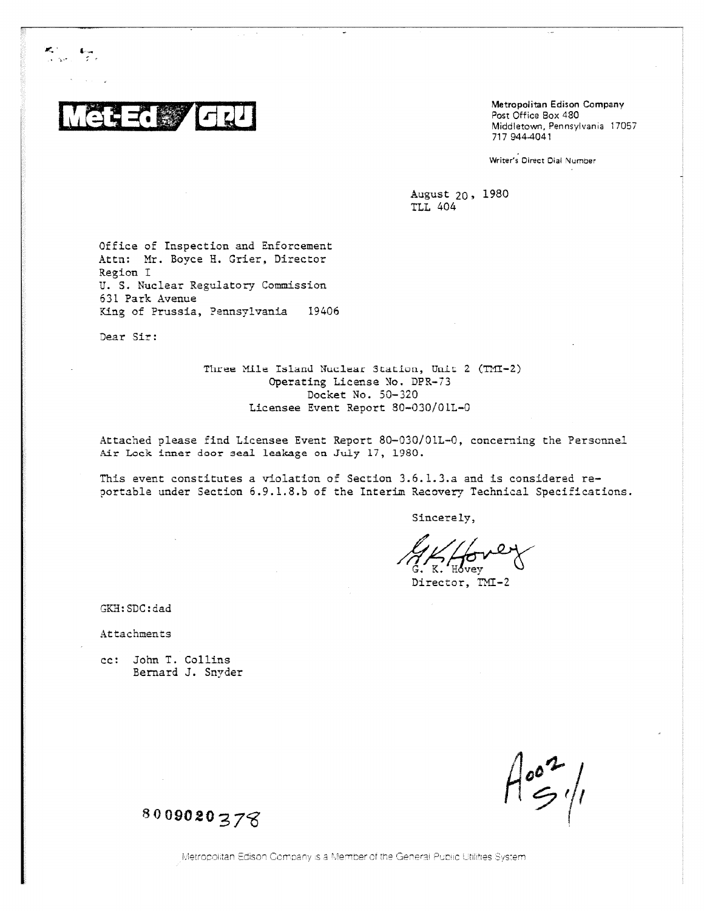**Met-Ed / GPU**

Metropolitan Edison Company
Post Office Box 480
Middletown, Pennsylvania 17057
717 944-4041

Writer's Direct Dial Number

August 20, 1980
TLL 404

Office of Inspection and Enforcement
Attn: Mr. Boyce H. Grier, Director
Region I
U. S. Nuclear Regulatory Commission
631 Park Avenue
King of Prussia, Pennsylvania 19406

Dear Sir:

Three Mile Island Nuclear Station, Unit 2 (TMI-2)
Operating License No. DPR-73
Docket No. 50-320
Licensee Event Report 80-030/01L-0

Attached please find Licensee Event Report 80-030/01L-0, concerning the Personnel Air Lock inner door seal leakage on July 17, 1980.

This event constitutes a violation of Section 3.6.1.3.a and is considered reportable under Section 6.9.1.8.b of the Interim Recovery Technical Specifications.

Sincerely,

G. K. Hovey
Director, TMI-2

GKH:SDC:dad

Attachments

cc: John T. Collins
Bernard J. Snyder

A002
S 1/1

8009020378

Metropolitan Edison Company is a Member of the General Public Utilities System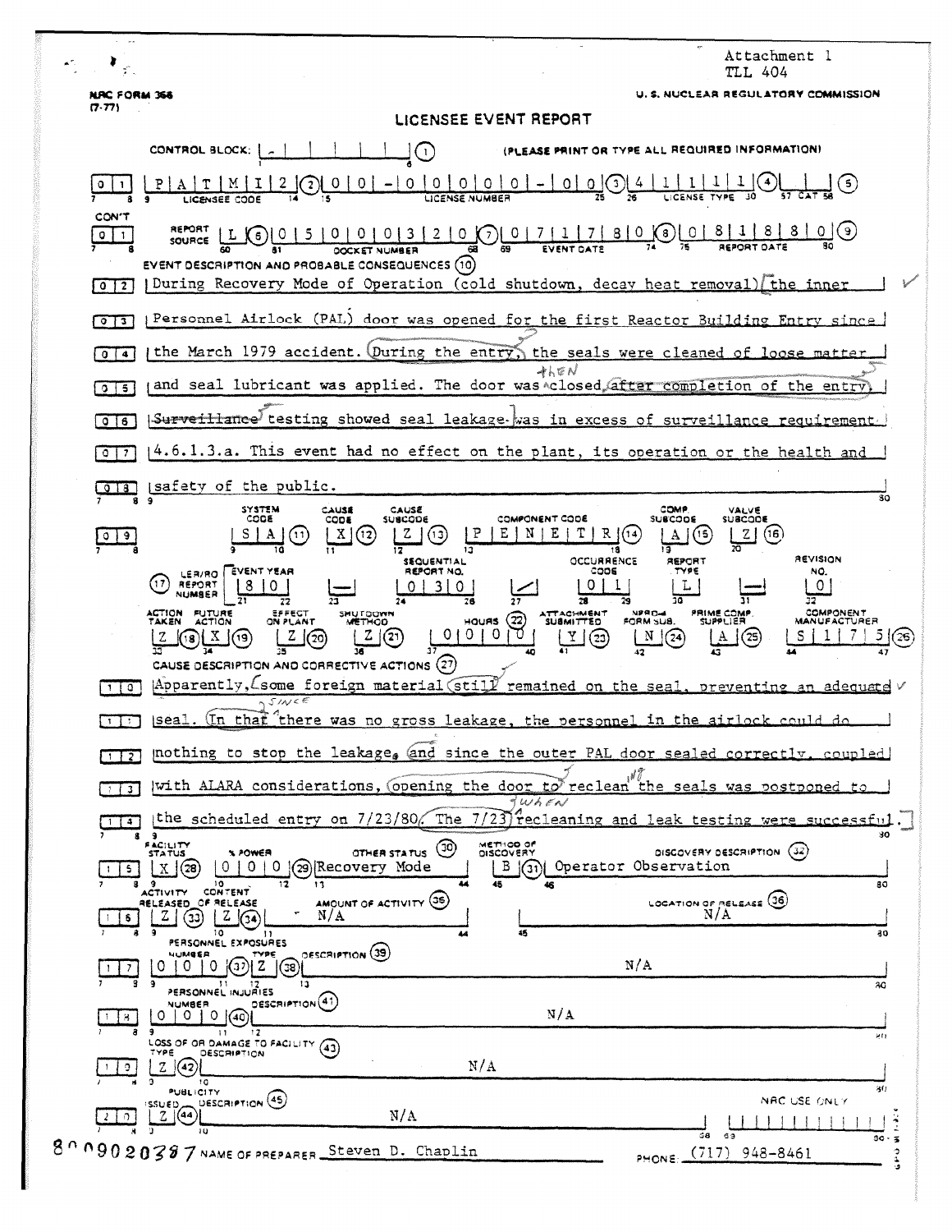Attachment 1
TLL 404

NRC FORM 366
(7-77)

U. S. NUCLEAR REGULATORY COMMISSION

# LICENSEE EVENT REPORT

CONTROL BLOCK: | | | | | | | (1) (PLEASE PRINT OR TYPE ALL REQUIRED INFORMATION)

| 0 | 1 | P A T M I 2 (2) | 0 0 - 0 0 0 0 0 - 0 0 (3) | 4 1 1 1 1 (4) | | | (5) |
|---|---|---|---|---|---|
| | | LICENSEE CODE | LICENSE NUMBER | LICENSE TYPE | CAT |

CON'T

| 0 1 | REPORT SOURCE | L (6) | 0 5 0 0 0 3 2 0 (7) | 0 7 1 7 8 0 (8) | 0 8 1 8 8 0 (9) |
|---|---|---|---|---|---|
| | | | DOCKET NUMBER | EVENT DATE | REPORT DATE |

EVENT DESCRIPTION AND PROBABLE CONSEQUENCES (10)

0 2 | During Recovery Mode of Operation (cold shutdown, decay heat removal) the inner
0 3 | Personnel Airlock (PAL) door was opened for the first Reactor Building Entry since
0 4 | the March 1979 accident. During the entry, the seals were cleaned of loose matter
0 5 | and seal lubricant was applied. The door was then closed after completion of the entry.
0 6 | ~~Surveillance~~ testing showed seal leakage was in excess of surveillance requirement
0 7 | 4.6.1.3.a. This event had no effect on the plant, its operation or the health and
0 8 | safety of the public.

| | SYSTEM CODE | CAUSE CODE | CAUSE SUBCODE | COMPONENT CODE | COMP. SUBCODE | VALVE SUBCODE |
|---|---|---|---|---|---|---|
| 0 9 | S A (11) | X (12) | Z (13) | P E N E T R (14) | A (15) | Z (16) |

| (17) LER/RO REPORT NUMBER | EVENT YEAR | | SEQUENTIAL REPORT NO. | | OCCURRENCE CODE | REPORT TYPE | | REVISION NO. |
|---|---|---|---|---|---|---|---|---|
| | 8 0 | — | 0 3 0 | / | 0 1 | L | — | 0 |

| ACTION TAKEN | FUTURE ACTION | EFFECT ON PLANT | SHUTDOWN METHOD | HOURS (22) | ATTACHMENT SUBMITTED | NPRD-4 FORM SUB. | PRIME COMP. SUPPLIER | COMPONENT MANUFACTURER |
|---|---|---|---|---|---|---|---|---|
| Z (18) | X (19) | Z (20) | Z (21) | 0 0 0 0 | Y (23) | N (24) | A (25) | S 1 7 5 (26) |

CAUSE DESCRIPTION AND CORRECTIVE ACTIONS (27)

1 0 | Apparently, some foreign material still remained on the seal, preventing an adequate
1 1 | seal. In that (since) there was no gross leakage, the personnel in the airlock could do
1 2 | nothing to stop the leakage, and since the outer PAL door sealed correctly, coupled
1 3 | with ALARA considerations, opening the door to reclean(ing) the seals was postponed to
1 4 | the scheduled entry on 7/23/80. The 7/23 (when) recleaning and leak testing were successful.

| | FACILITY STATUS | % POWER | OTHER STATUS (30) | METHOD OF DISCOVERY | DISCOVERY DESCRIPTION (32) |
|---|---|---|---|---|---|
| 1 5 | X (28) | 0 0 0 (29) | Recovery Mode | B (31) | Operator Observation |

| | ACTIVITY RELEASED | CONTENT OF RELEASE | AMOUNT OF ACTIVITY (35) | LOCATION OF RELEASE (36) |
|---|---|---|---|---|
| 1 6 | Z (33) | Z (34) | N/A | N/A |

PERSONNEL EXPOSURES

| | NUMBER | TYPE | DESCRIPTION (39) |
|---|---|---|---|
| 1 7 | 0 0 0 (37) | Z (38) | N/A |

PERSONNEL INJURIES

| | NUMBER | DESCRIPTION (41) |
|---|---|---|
| 1 8 | 0 0 0 (40) | N/A |

LOSS OF OR DAMAGE TO FACILITY (43)

| | TYPE | DESCRIPTION |
|---|---|---|
| 1 9 | Z (42) | N/A |

PUBLICITY

| | ISSUED | DESCRIPTION (45) | NRC USE ONLY |
|---|---|---|---|
| 2 0 | Z (44) | N/A | |

8009020387 NAME OF PREPARER Steven D. Chaplin PHONE: (717) 948-8461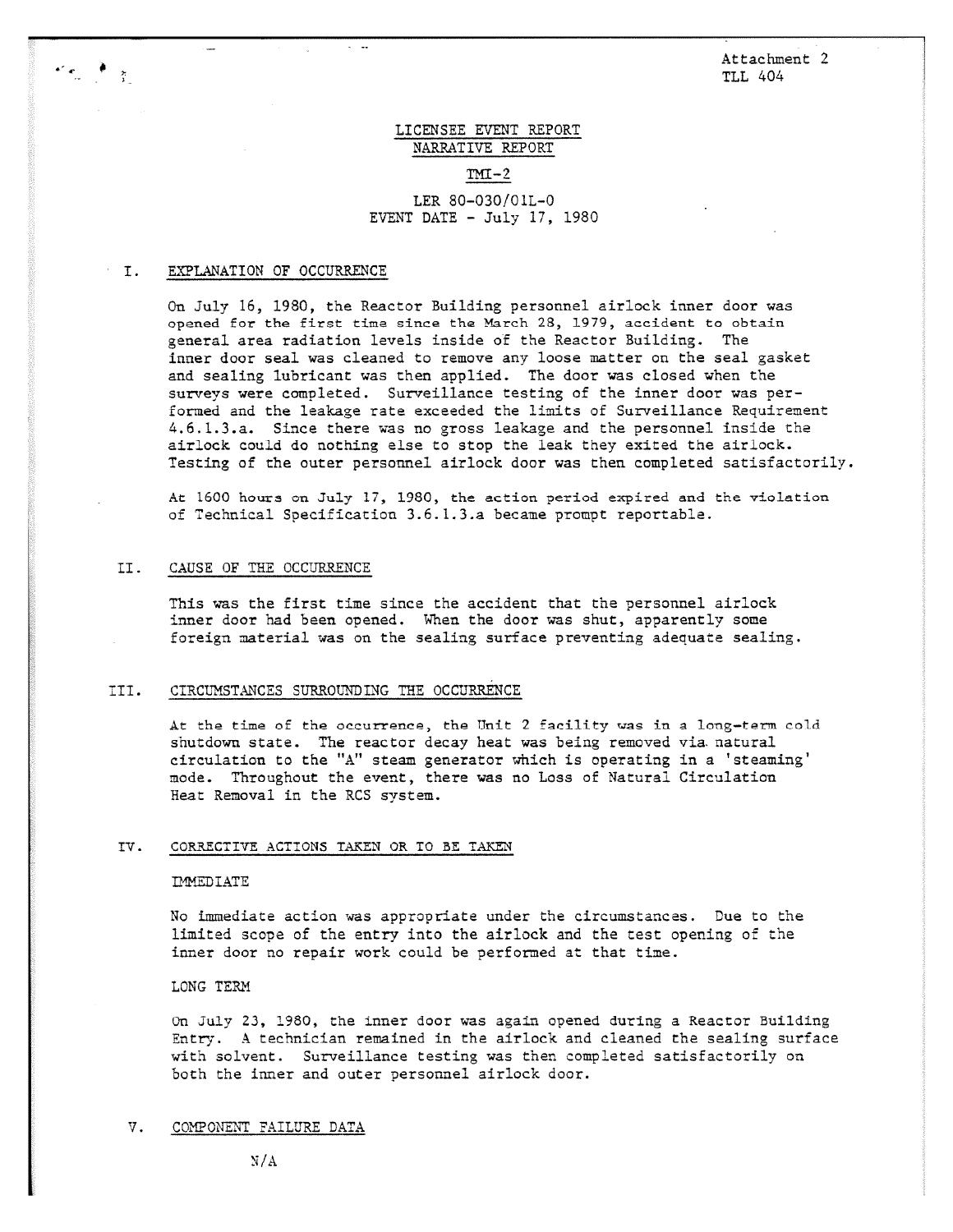Attachment 2
TLL 404

# LICENSEE EVENT REPORT NARRATIVE REPORT

## TMI-2

LER 80-030/01L-0
EVENT DATE - July 17, 1980

## I. EXPLANATION OF OCCURRENCE

On July 16, 1980, the Reactor Building personnel airlock inner door was opened for the first time since the March 28, 1979, accident to obtain general area radiation levels inside of the Reactor Building. The inner door seal was cleaned to remove any loose matter on the seal gasket and sealing lubricant was then applied. The door was closed when the surveys were completed. Surveillance testing of the inner door was performed and the leakage rate exceeded the limits of Surveillance Requirement 4.6.1.3.a. Since there was no gross leakage and the personnel inside the airlock could do nothing else to stop the leak they exited the airlock. Testing of the outer personnel airlock door was then completed satisfactorily.

At 1600 hours on July 17, 1980, the action period expired and the violation of Technical Specification 3.6.1.3.a became prompt reportable.

## II. CAUSE OF THE OCCURRENCE

This was the first time since the accident that the personnel airlock inner door had been opened. When the door was shut, apparently some foreign material was on the sealing surface preventing adequate sealing.

## III. CIRCUMSTANCES SURROUNDING THE OCCURRENCE

At the time of the occurrence, the Unit 2 facility was in a long-term cold shutdown state. The reactor decay heat was being removed via natural circulation to the "A" steam generator which is operating in a 'steaming' mode. Throughout the event, there was no Loss of Natural Circulation Heat Removal in the RCS system.

## IV. CORRECTIVE ACTIONS TAKEN OR TO BE TAKEN

IMMEDIATE

No immediate action was appropriate under the circumstances. Due to the limited scope of the entry into the airlock and the test opening of the inner door no repair work could be performed at that time.

LONG TERM

On July 23, 1980, the inner door was again opened during a Reactor Building Entry. A technician remained in the airlock and cleaned the sealing surface with solvent. Surveillance testing was then completed satisfactorily on both the inner and outer personnel airlock door.

## V. COMPONENT FAILURE DATA

N/A